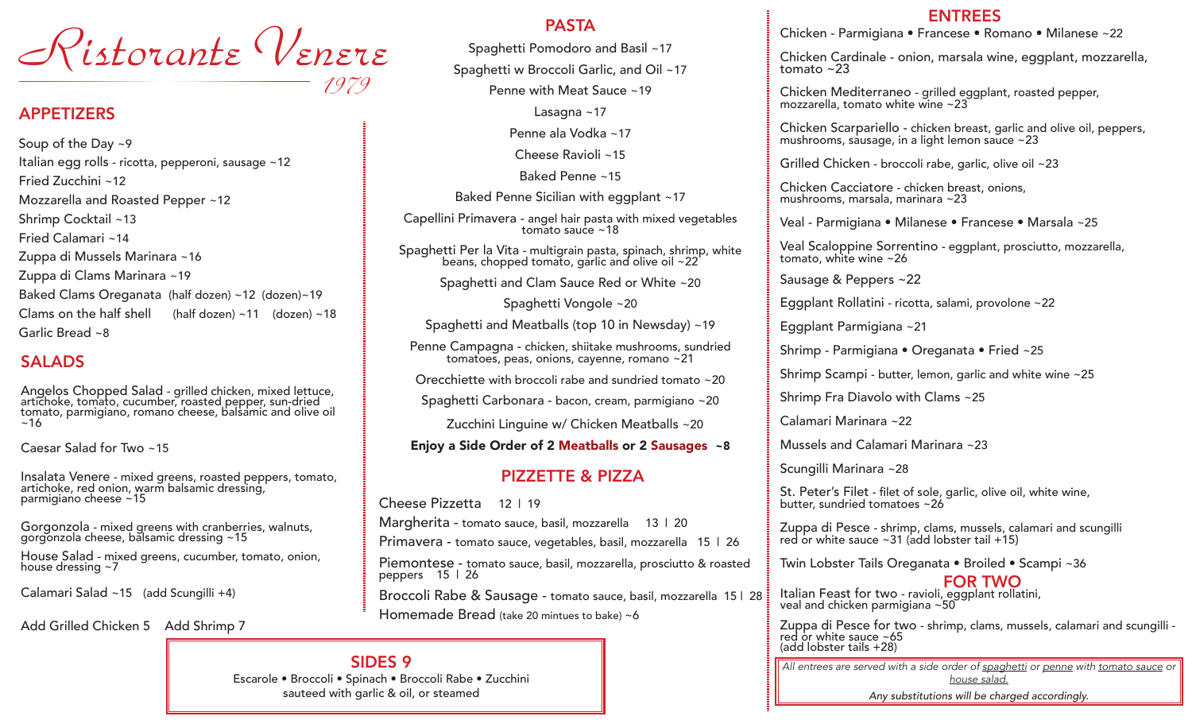# Ristorante Venere

1979

## APPETIZERS

Soup of the Day ~9

Italian egg rolls - ricotta, pepperoni, sausage ~12

Fried Zucchini ~12

Mozzarella and Roasted Pepper ~12

Shrimp Cocktail ~13

Fried Calamari ~14

Zuppa di Mussels Marinara ~16

Zuppa di Clams Marinara ~19

Baked Clams Oreganata (half dozen) ~12 (dozen)~19

Clams on the half shell (half dozen) ~11 (dozen) ~18

Garlic Bread ~8

## SALADS

Angelos Chopped Salad - grilled chicken, mixed lettuce, artichoke, tomato, cucumber, roasted pepper, sun-dried tomato, parmigiano, romano cheese, balsamic and olive oil ~16

Caesar Salad for Two ~15

Insalata Venere - mixed greens, roasted peppers, tomato, artichoke, red onion, warm balsamic dressing, parmigiano cheese ~15

Gorgonzola - mixed greens with cranberries, walnuts, gorgonzola cheese, balsamic dressing ~15

House Salad - mixed greens, cucumber, tomato, onion, house dressing ~7

Calamari Salad ~15 (add Scungilli +4)

Add Grilled Chicken 5 Add Shrimp 7

## PASTA

Spaghetti Pomodoro and Basil ~17

Spaghetti w Broccoli Garlic, and Oil ~17

Penne with Meat Sauce ~19

Lasagna ~17

Penne ala Vodka ~17

Cheese Ravioli ~15

Baked Penne ~15

Baked Penne Sicilian with eggplant ~17

Capellini Primavera - angel hair pasta with mixed vegetables tomato sauce ~18

Spaghetti Per la Vita - multigrain pasta, spinach, shrimp, white beans, chopped tomato, garlic and olive oil ~22

Spaghetti and Clam Sauce Red or White ~20

Spaghetti Vongole ~20

Spaghetti and Meatballs (top 10 in Newsday) ~19

Penne Campagna - chicken, shiitake mushrooms, sundried tomatoes, peas, onions, cayenne, romano ~21

Orecchiette with broccoli rabe and sundried tomato ~20

Spaghetti Carbonara - bacon, cream, parmigiano ~20

Zucchini Linguine w/ Chicken Meatballs ~20

**Enjoy a Side Order of 2 Meatballs or 2 Sausages ~8**

## PIZZETTE & PIZZA

Cheese Pizzetta 12 | 19

Margherita - tomato sauce, basil, mozzarella 13 | 20

Primavera - tomato sauce, vegetables, basil, mozzarella 15 | 26

Piemontese - tomato sauce, basil, mozzarella, prosciutto & roasted peppers 15 | 26

Broccoli Rabe & Sausage - tomato sauce, basil, mozzarella 15 | 28

Homemade Bread (take 20 mintues to bake) ~6

## SIDES 9

Escarole • Broccoli • Spinach • Broccoli Rabe • Zucchini
sauteed with garlic & oil, or steamed

## ENTREES

Chicken - Parmigiana • Francese • Romano • Milanese ~22

Chicken Cardinale - onion, marsala wine, eggplant, mozzarella, tomato ~23

Chicken Mediterraneo - grilled eggplant, roasted pepper, mozzarella, tomato white wine ~23

Chicken Scarpariello - chicken breast, garlic and olive oil, peppers, mushrooms, sausage, in a light lemon sauce ~23

Grilled Chicken - broccoli rabe, garlic, olive oil ~23

Chicken Cacciatore - chicken breast, onions, mushrooms, marsala, marinara ~23

Veal - Parmigiana • Milanese • Francese • Marsala ~25

Veal Scaloppine Sorrentino - eggplant, prosciutto, mozzarella, tomato, white wine ~26

Sausage & Peppers ~22

Eggplant Rollatini - ricotta, salami, provolone ~22

Eggplant Parmigiana ~21

Shrimp - Parmigiana • Oreganata • Fried ~25

Shrimp Scampi - butter, lemon, garlic and white wine ~25

Shrimp Fra Diavolo with Clams ~25

Calamari Marinara ~22

Mussels and Calamari Marinara ~23

Scungilli Marinara ~28

St. Peter's Filet - filet of sole, garlic, olive oil, white wine, butter, sundried tomatoes ~26

Zuppa di Pesce - shrimp, clams, mussels, calamari and scungilli red or white sauce ~31 (add lobster tail +15)

Twin Lobster Tails Oreganata • Broiled • Scampi ~36

## FOR TWO

Italian Feast for two - ravioli, eggplant rollatini, veal and chicken parmigiana ~50

Zuppa di Pesce for two - shrimp, clams, mussels, calamari and scungilli - red or white sauce ~65 (add lobster tails +28)

*All entrees are served with a side order of spaghetti or penne with tomato sauce or house salad.*

*Any substitutions will be charged accordingly.*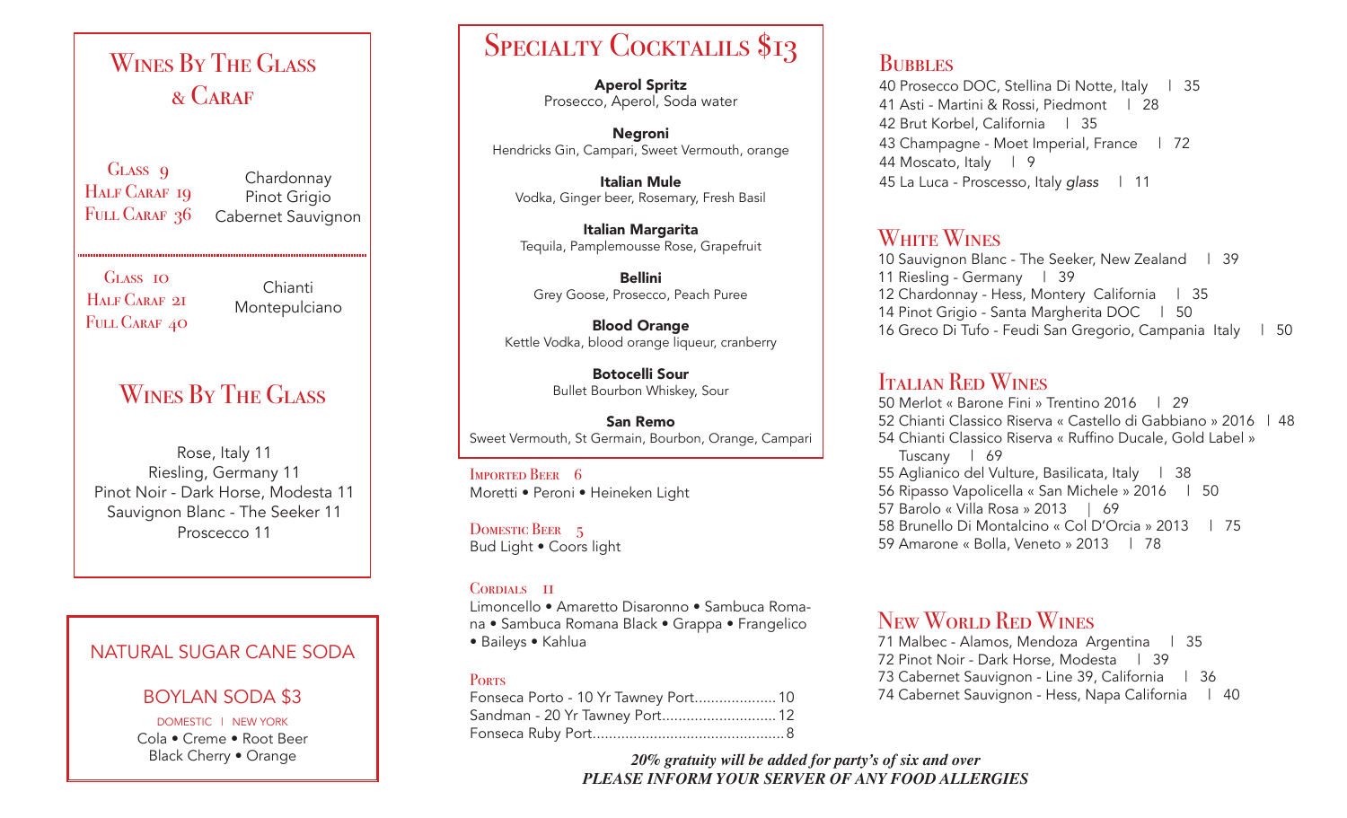## Wines By The Glass & Caraf

Glass 9
Half Caraf 19
Full Caraf 36

Chardonnay
Pinot Grigio
Cabernet Sauvignon

Glass 10
Half Caraf 21
Full Caraf 40

Chianti
Montepulciano

## Wines By The Glass

Rose, Italy 11
Riesling, Germany 11
Pinot Noir - Dark Horse, Modesta 11
Sauvignon Blanc - The Seeker 11
Proscecco 11

## NATURAL SUGAR CANE SODA

### BOYLAN SODA $3

DOMESTIC | NEW YORK

Cola • Creme • Root Beer
Black Cherry • Orange

## Specialty Cocktalils $13

**Aperol Spritz**
Prosecco, Aperol, Soda water

**Negroni**
Hendricks Gin, Campari, Sweet Vermouth, orange

**Italian Mule**
Vodka, Ginger beer, Rosemary, Fresh Basil

**Italian Margarita**
Tequila, Pamplemousse Rose, Grapefruit

**Bellini**
Grey Goose, Prosecco, Peach Puree

**Blood Orange**
Kettle Vodka, blood orange liqueur, cranberry

**Botocelli Sour**
Bullet Bourbon Whiskey, Sour

**San Remo**
Sweet Vermouth, St Germain, Bourbon, Orange, Campari

### Imported Beer 6
Moretti • Peroni • Heineken Light

### Domestic Beer 5
Bud Light • Coors light

### Cordials 11
Limoncello • Amaretto Disaronno • Sambuca Romana • Sambuca Romana Black • Grappa • Frangelico • Baileys • Kahlua

### Ports
Fonseca Porto - 10 Yr Tawney Port.................... 10
Sandman - 20 Yr Tawney Port............................ 12
Fonseca Ruby Port............................................... 8

## Bubbles
40 Prosecco DOC, Stellina Di Notte, Italy | 35
41 Asti - Martini & Rossi, Piedmont | 28
42 Brut Korbel, California | 35
43 Champagne - Moet Imperial, France | 72
44 Moscato, Italy | 9
45 La Luca - Proscesso, Italy *glass* | 11

## White Wines
10 Sauvignon Blanc - The Seeker, New Zealand | 39
11 Riesling - Germany | 39
12 Chardonnay - Hess, Montery California | 35
14 Pinot Grigio - Santa Margherita DOC | 50
16 Greco Di Tufo - Feudi San Gregorio, Campania Italy | 50

## Italian Red Wines
50 Merlot « Barone Fini » Trentino 2016 | 29
52 Chianti Classico Riserva « Castello di Gabbiano » 2016 | 48
54 Chianti Classico Riserva « Ruffino Ducale, Gold Label » Tuscany | 69
55 Aglianico del Vulture, Basilicata, Italy | 38
56 Ripasso Vapolicella « San Michele » 2016 | 50
57 Barolo « Villa Rosa » 2013 | 69
58 Brunello Di Montalcino « Col D'Orcia » 2013 | 75
59 Amarone « Bolla, Veneto » 2013 | 78

## New World Red Wines
71 Malbec - Alamos, Mendoza Argentina | 35
72 Pinot Noir - Dark Horse, Modesta | 39
73 Cabernet Sauvignon - Line 39, California | 36
74 Cabernet Sauvignon - Hess, Napa California | 40

***20% gratuity will be added for party's of six and over***
***PLEASE INFORM YOUR SERVER OF ANY FOOD ALLERGIES***